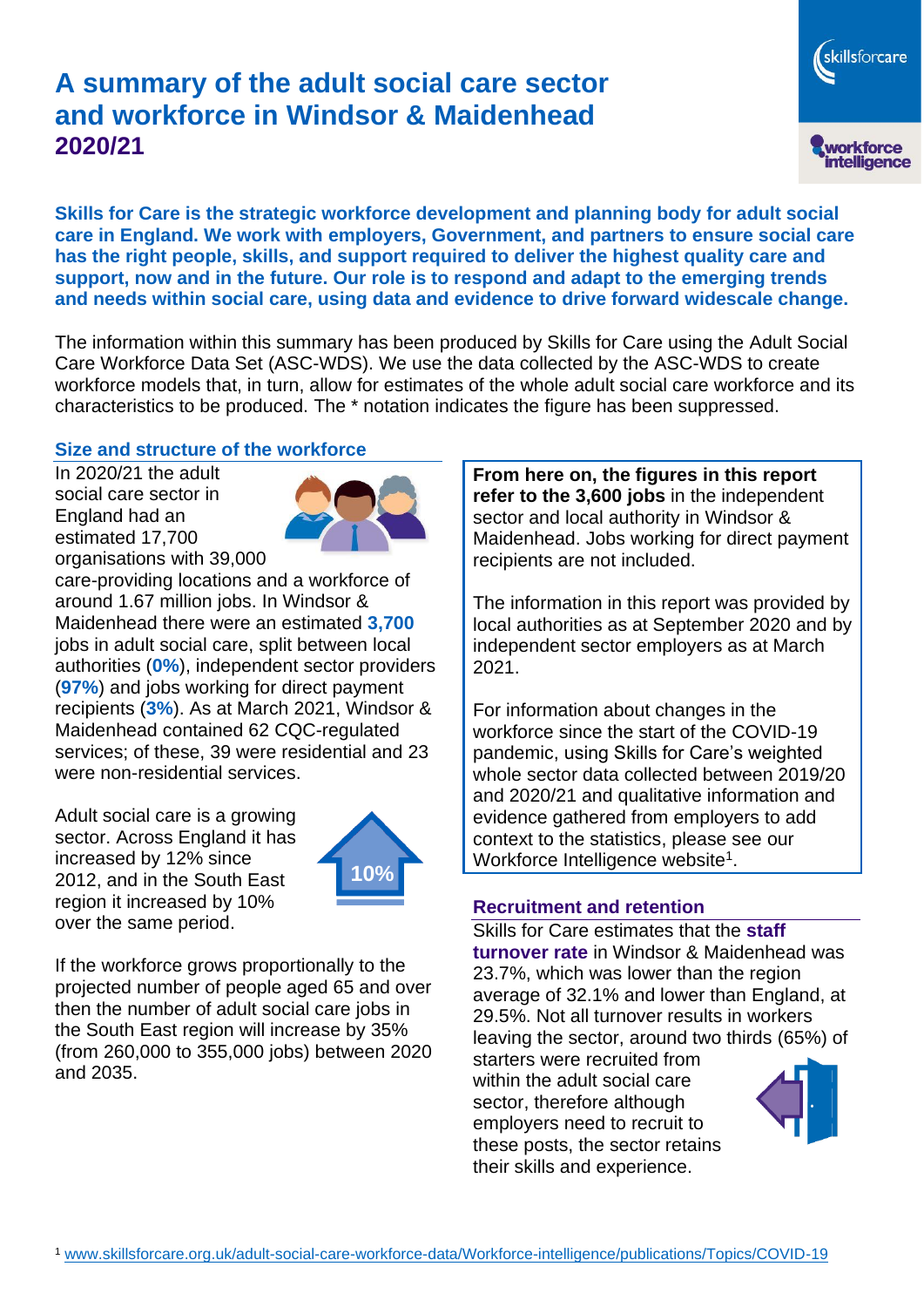# A summary of the adult social care sector and workforce in Windsor & Maidenhead 2020/21

**Skills for Care is the strategic workforce development and planning body for adult social care in England. We work with employers, Government, and partners to ensure social care has the right people, skills, and support required to deliver the highest quality care and support, now and in the future. Our role is to respond and adapt to the emerging trends and needs within social care, using data and evidence to drive forward widescale change.**

The information within this summary has been produced by Skills for Care using the Adult Social Care Workforce Data Set (ASC-WDS). We use the data collected by the ASC-WDS to create workforce models that, in turn, allow for estimates of the whole adult social care workforce and its characteristics to be produced. The * notation indicates the figure has been suppressed.

## Size and structure of the workforce

In 2020/21 the adult social care sector in England had an estimated 17,700 organisations with 39,000 care-providing locations and a workforce of around 1.67 million jobs. In Windsor & Maidenhead there were an estimated **3,700** jobs in adult social care, split between local authorities (**0%**), independent sector providers (**97%**) and jobs working for direct payment recipients (**3%**). As at March 2021, Windsor & Maidenhead contained 62 CQC-regulated services; of these, 39 were residential and 23 were non-residential services.

Adult social care is a growing sector. Across England it has increased by 12% since 2012, and in the South East region it increased by 10% over the same period.

10%

If the workforce grows proportionally to the projected number of people aged 65 and over then the number of adult social care jobs in the South East region will increase by 35% (from 260,000 to 355,000 jobs) between 2020 and 2035.

**From here on, the figures in this report refer to the 3,600 jobs** in the independent sector and local authority in Windsor & Maidenhead. Jobs working for direct payment recipients are not included.

The information in this report was provided by local authorities as at September 2020 and by independent sector employers as at March 2021.

For information about changes in the workforce since the start of the COVID-19 pandemic, using Skills for Care's weighted whole sector data collected between 2019/20 and 2020/21 and qualitative information and evidence gathered from employers to add context to the statistics, please see our Workforce Intelligence website[1].

## Recruitment and retention

Skills for Care estimates that the **staff turnover rate** in Windsor & Maidenhead was 23.7%, which was lower than the region average of 32.1% and lower than England, at 29.5%. Not all turnover results in workers leaving the sector, around two thirds (65%) of starters were recruited from within the adult social care sector, therefore although employers need to recruit to these posts, the sector retains their skills and experience.

[1] www.skillsforcare.org.uk/adult-social-care-workforce-data/Workforce-intelligence/publications/Topics/COVID-19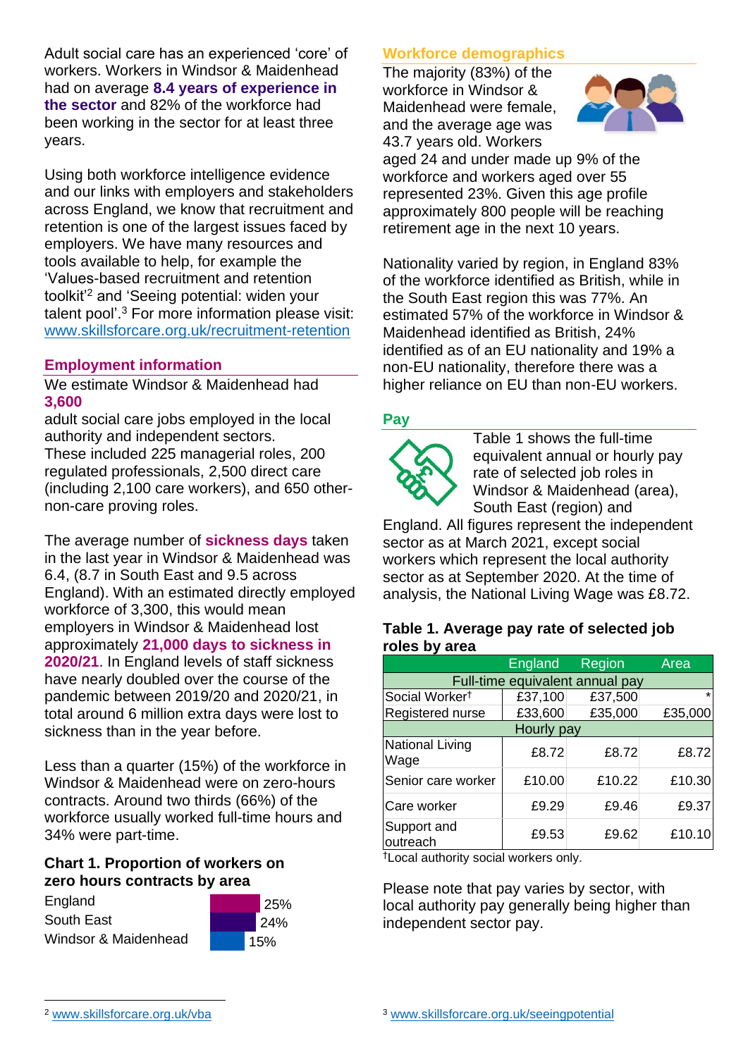Adult social care has an experienced 'core' of workers. Workers in Windsor & Maidenhead had on average **8.4 years of experience in the sector** and 82% of the workforce had been working in the sector for at least three years.

Using both workforce intelligence evidence and our links with employers and stakeholders across England, we know that recruitment and retention is one of the largest issues faced by employers. We have many resources and tools available to help, for example the 'Values-based recruitment and retention toolkit'[2] and 'Seeing potential: widen your talent pool'.[3] For more information please visit: www.skillsforcare.org.uk/recruitment-retention

## Employment information

We estimate Windsor & Maidenhead had **3,600** adult social care jobs employed in the local authority and independent sectors. These included 225 managerial roles, 200 regulated professionals, 2,500 direct care (including 2,100 care workers), and 650 other-non-care proving roles.

The average number of **sickness days** taken in the last year in Windsor & Maidenhead was 6.4, (8.7 in South East and 9.5 across England). With an estimated directly employed workforce of 3,300, this would mean employers in Windsor & Maidenhead lost approximately **21,000 days to sickness in 2020/21**. In England levels of staff sickness have nearly doubled over the course of the pandemic between 2019/20 and 2020/21, in total around 6 million extra days were lost to sickness than in the year before.

Less than a quarter (15%) of the workforce in Windsor & Maidenhead were on zero-hours contracts. Around two thirds (66%) of the workforce usually worked full-time hours and 34% were part-time.

### Chart 1. Proportion of workers on zero hours contracts by area

| Area | Proportion |
|---|---|
| England | 25% |
| South East | 24% |
| Windsor & Maidenhead | 15% |

## Workforce demographics

The majority (83%) of the workforce in Windsor & Maidenhead were female, and the average age was 43.7 years old. Workers aged 24 and under made up 9% of the workforce and workers aged over 55 represented 23%. Given this age profile approximately 800 people will be reaching retirement age in the next 10 years.

Nationality varied by region, in England 83% of the workforce identified as British, while in the South East region this was 77%. An estimated 57% of the workforce in Windsor & Maidenhead identified as British, 24% identified as of an EU nationality and 19% a non-EU nationality, therefore there was a higher reliance on EU than non-EU workers.

## Pay

Table 1 shows the full-time equivalent annual or hourly pay rate of selected job roles in Windsor & Maidenhead (area), South East (region) and England. All figures represent the independent sector as at March 2021, except social workers which represent the local authority sector as at September 2020. At the time of analysis, the National Living Wage was £8.72.

### Table 1. Average pay rate of selected job roles by area

| | England | Region | Area |
|---|---|---|---|
| **Full-time equivalent annual pay** | | | |
| Social Worker† | £37,100 | £37,500 | * |
| Registered nurse | £33,600 | £35,000 | £35,000 |
| **Hourly pay** | | | |
| National Living Wage | £8.72 | £8.72 | £8.72 |
| Senior care worker | £10.00 | £10.22 | £10.30 |
| Care worker | £9.29 | £9.46 | £9.37 |
| Support and outreach | £9.53 | £9.62 | £10.10 |

†Local authority social workers only.

Please note that pay varies by sector, with local authority pay generally being higher than independent sector pay.

[2] www.skillsforcare.org.uk/vba

[3] www.skillsforcare.org.uk/seeingpotential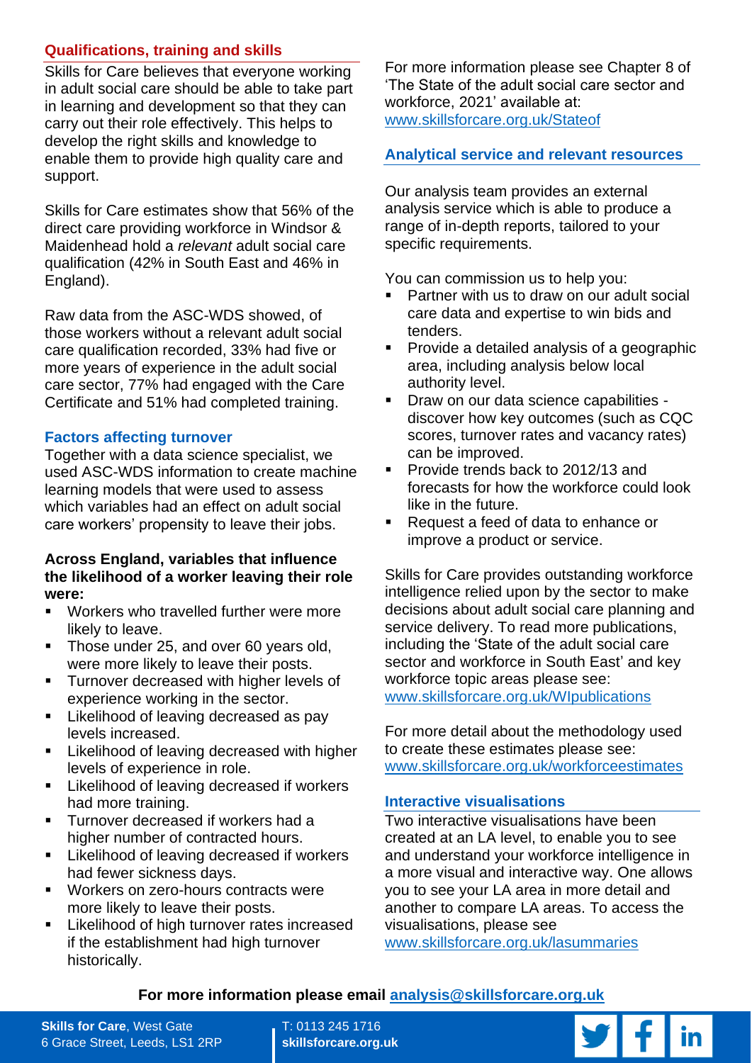## Qualifications, training and skills

Skills for Care believes that everyone working in adult social care should be able to take part in learning and development so that they can carry out their role effectively. This helps to develop the right skills and knowledge to enable them to provide high quality care and support.

Skills for Care estimates show that 56% of the direct care providing workforce in Windsor & Maidenhead hold a *relevant* adult social care qualification (42% in South East and 46% in England).

Raw data from the ASC-WDS showed, of those workers without a relevant adult social care qualification recorded, 33% had five or more years of experience in the adult social care sector, 77% had engaged with the Care Certificate and 51% had completed training.

## Factors affecting turnover

Together with a data science specialist, we used ASC-WDS information to create machine learning models that were used to assess which variables had an effect on adult social care workers' propensity to leave their jobs.

**Across England, variables that influence the likelihood of a worker leaving their role were:**

- Workers who travelled further were more likely to leave.
- Those under 25, and over 60 years old, were more likely to leave their posts.
- Turnover decreased with higher levels of experience working in the sector.
- Likelihood of leaving decreased as pay levels increased.
- Likelihood of leaving decreased with higher levels of experience in role.
- Likelihood of leaving decreased if workers had more training.
- Turnover decreased if workers had a higher number of contracted hours.
- Likelihood of leaving decreased if workers had fewer sickness days.
- Workers on zero-hours contracts were more likely to leave their posts.
- Likelihood of high turnover rates increased if the establishment had high turnover historically.

For more information please see Chapter 8 of 'The State of the adult social care sector and workforce, 2021' available at: www.skillsforcare.org.uk/Stateof

## Analytical service and relevant resources

Our analysis team provides an external analysis service which is able to produce a range of in-depth reports, tailored to your specific requirements.

You can commission us to help you:

- Partner with us to draw on our adult social care data and expertise to win bids and tenders.
- Provide a detailed analysis of a geographic area, including analysis below local authority level.
- Draw on our data science capabilities - discover how key outcomes (such as CQC scores, turnover rates and vacancy rates) can be improved.
- Provide trends back to 2012/13 and forecasts for how the workforce could look like in the future.
- Request a feed of data to enhance or improve a product or service.

Skills for Care provides outstanding workforce intelligence relied upon by the sector to make decisions about adult social care planning and service delivery. To read more publications, including the 'State of the adult social care sector and workforce in South East' and key workforce topic areas please see: www.skillsforcare.org.uk/WIpublications

For more detail about the methodology used to create these estimates please see: www.skillsforcare.org.uk/workforceestimates

## Interactive visualisations

Two interactive visualisations have been created at an LA level, to enable you to see and understand your workforce intelligence in a more visual and interactive way. One allows you to see your LA area in more detail and another to compare LA areas. To access the visualisations, please see www.skillsforcare.org.uk/lasummaries

**For more information please email analysis@skillsforcare.org.uk**

**Skills for Care**, West Gate
6 Grace Street, Leeds, LS1 2RP

T: 0113 245 1716
**skillsforcare.org.uk**